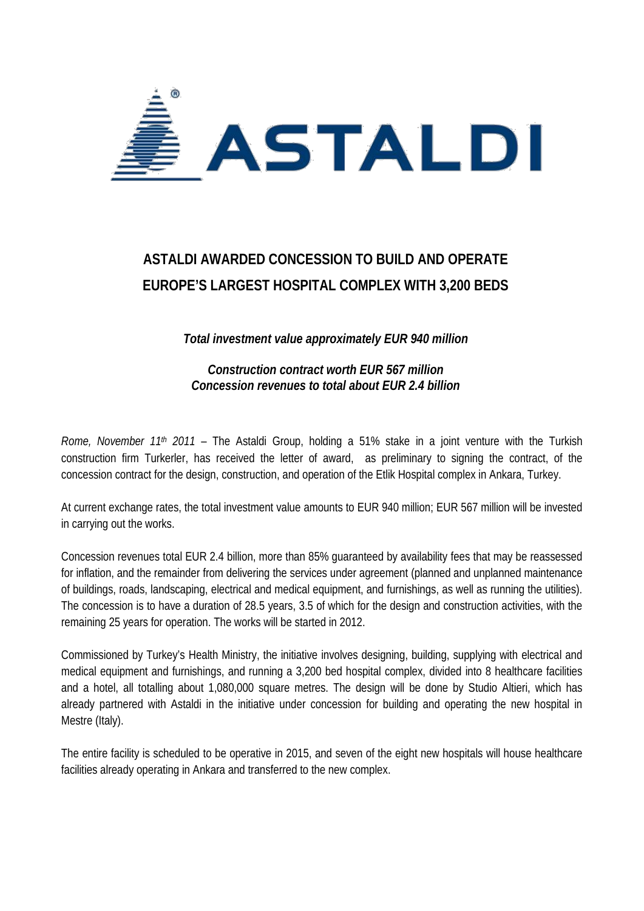# ASTALDI AWARDED CONCESSION TO BUILD AND OPERATE EUROPE'S LARGEST HOSPITAL COMPLEX WITH 3,200 BEDS

***Total investment value approximately EUR 940 million***

***Construction contract worth EUR 567 million***
***Concession revenues to total about EUR 2.4 billion***

*Rome, November 11th 2011* – The Astaldi Group, holding a 51% stake in a joint venture with the Turkish construction firm Turkerler, has received the letter of award, as preliminary to signing the contract, of the concession contract for the design, construction, and operation of the Etlik Hospital complex in Ankara, Turkey.

At current exchange rates, the total investment value amounts to EUR 940 million; EUR 567 million will be invested in carrying out the works.

Concession revenues total EUR 2.4 billion, more than 85% guaranteed by availability fees that may be reassessed for inflation, and the remainder from delivering the services under agreement (planned and unplanned maintenance of buildings, roads, landscaping, electrical and medical equipment, and furnishings, as well as running the utilities). The concession is to have a duration of 28.5 years, 3.5 of which for the design and construction activities, with the remaining 25 years for operation. The works will be started in 2012.

Commissioned by Turkey's Health Ministry, the initiative involves designing, building, supplying with electrical and medical equipment and furnishings, and running a 3,200 bed hospital complex, divided into 8 healthcare facilities and a hotel, all totalling about 1,080,000 square metres. The design will be done by Studio Altieri, which has already partnered with Astaldi in the initiative under concession for building and operating the new hospital in Mestre (Italy).

The entire facility is scheduled to be operative in 2015, and seven of the eight new hospitals will house healthcare facilities already operating in Ankara and transferred to the new complex.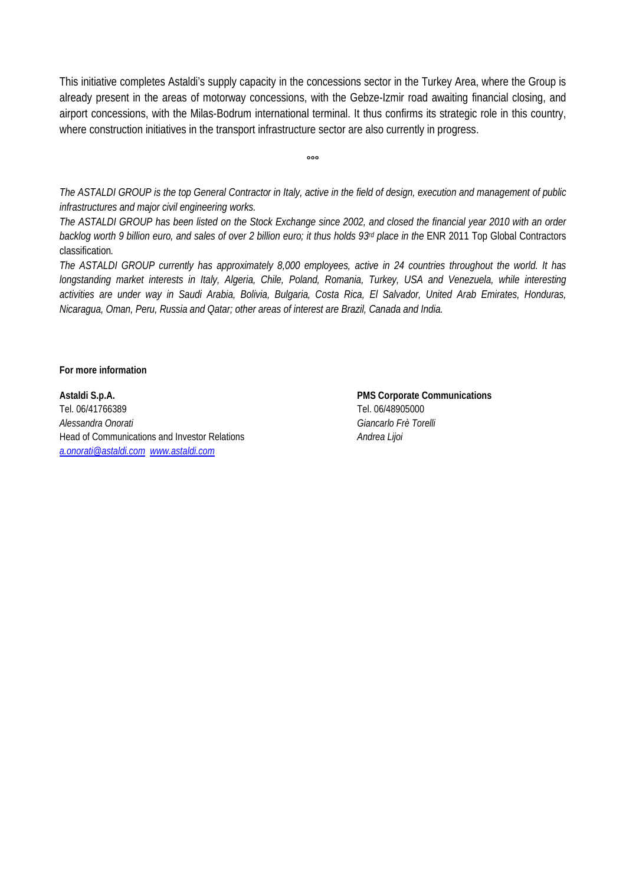This initiative completes Astaldi's supply capacity in the concessions sector in the Turkey Area, where the Group is already present in the areas of motorway concessions, with the Gebze-Izmir road awaiting financial closing, and airport concessions, with the Milas-Bodrum international terminal. It thus confirms its strategic role in this country, where construction initiatives in the transport infrastructure sector are also currently in progress.

°°°

*The ASTALDI GROUP is the top General Contractor in Italy, active in the field of design, execution and management of public infrastructures and major civil engineering works.*

*The ASTALDI GROUP has been listed on the Stock Exchange since 2002, and closed the financial year 2010 with an order backlog worth 9 billion euro, and sales of over 2 billion euro; it thus holds 93rd place in the* ENR 2011 Top Global Contractors classification*.*

*The ASTALDI GROUP currently has approximately 8,000 employees, active in 24 countries throughout the world. It has longstanding market interests in Italy, Algeria, Chile, Poland, Romania, Turkey, USA and Venezuela, while interesting activities are under way in Saudi Arabia, Bolivia, Bulgaria, Costa Rica, El Salvador, United Arab Emirates, Honduras, Nicaragua, Oman, Peru, Russia and Qatar; other areas of interest are Brazil, Canada and India.*

**For more information**

**Astaldi S.p.A.**
Tel. 06/41766389
*Alessandra Onorati*
Head of Communications and Investor Relations
*a.onorati@astaldi.com* *www.astaldi.com*

**PMS Corporate Communications**
Tel. 06/48905000
*Giancarlo Frè Torelli*
*Andrea Lijoi*